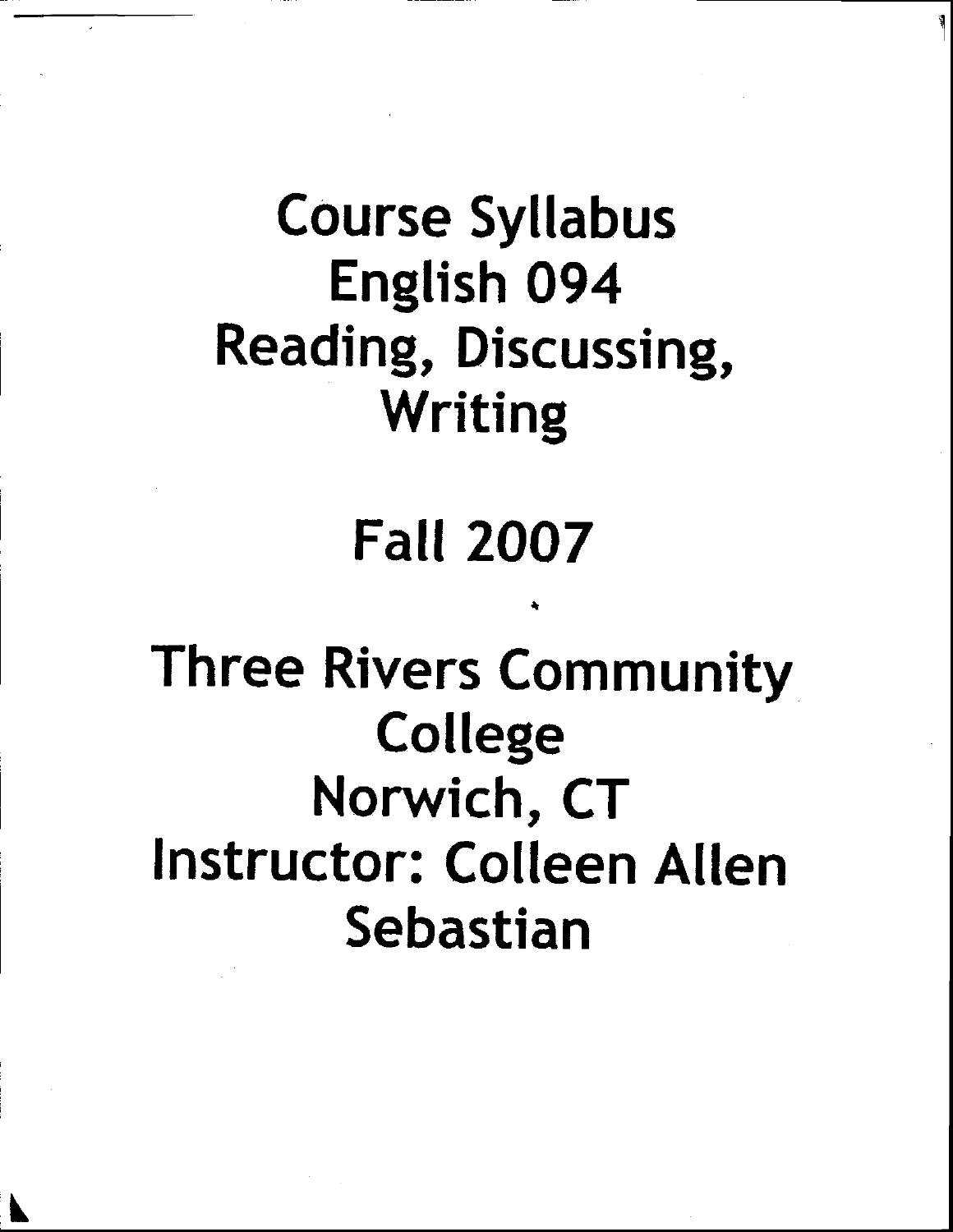# Course Syllabus
# English 094
# Reading, Discussing, Writing

## Fall 2007

## Three Rivers Community College
## Norwich, CT
## Instructor: Colleen Allen Sebastian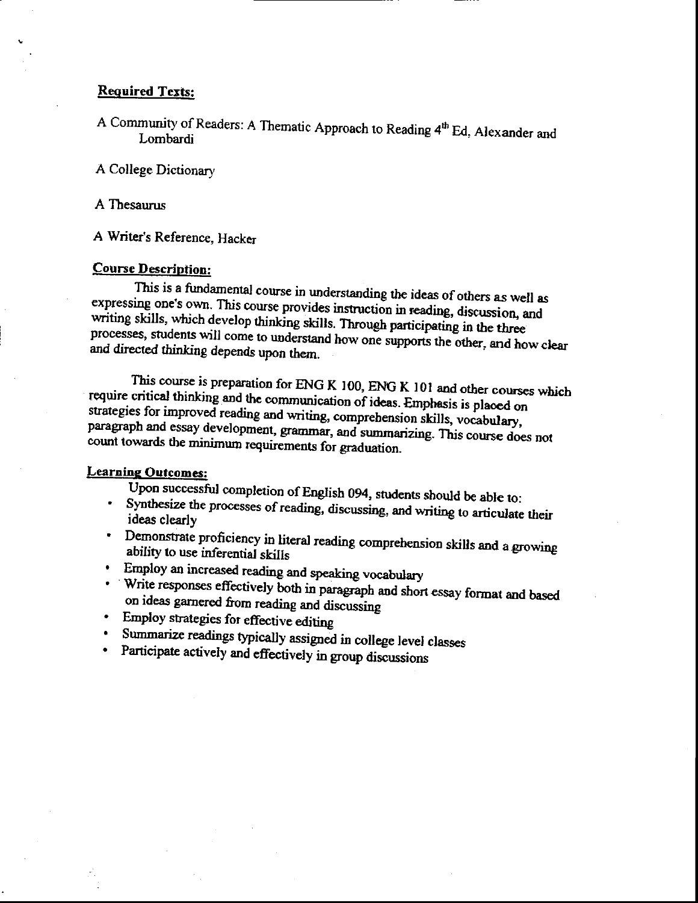## Required Texts:

A Community of Readers: A Thematic Approach to Reading 4th Ed, Alexander and Lombardi

A College Dictionary

A Thesaurus

A Writer's Reference, Hacker

## Course Description:

This is a fundamental course in understanding the ideas of others as well as expressing one's own. This course provides instruction in reading, discussion, and writing skills, which develop thinking skills. Through participating in the three processes, students will come to understand how one supports the other, and how clear and directed thinking depends upon them.

This course is preparation for ENG K 100, ENG K 101 and other courses which require critical thinking and the communication of ideas. Emphasis is placed on strategies for improved reading and writing, comprehension skills, vocabulary, paragraph and essay development, grammar, and summarizing. This course does not count towards the minimum requirements for graduation.

## Learning Outcomes:

Upon successful completion of English 094, students should be able to:

- Synthesize the processes of reading, discussing, and writing to articulate their ideas clearly
- Demonstrate proficiency in literal reading comprehension skills and a growing ability to use inferential skills
- Employ an increased reading and speaking vocabulary
- Write responses effectively both in paragraph and short essay format and based on ideas garnered from reading and discussing
- Employ strategies for effective editing
- Summarize readings typically assigned in college level classes
- Participate actively and effectively in group discussions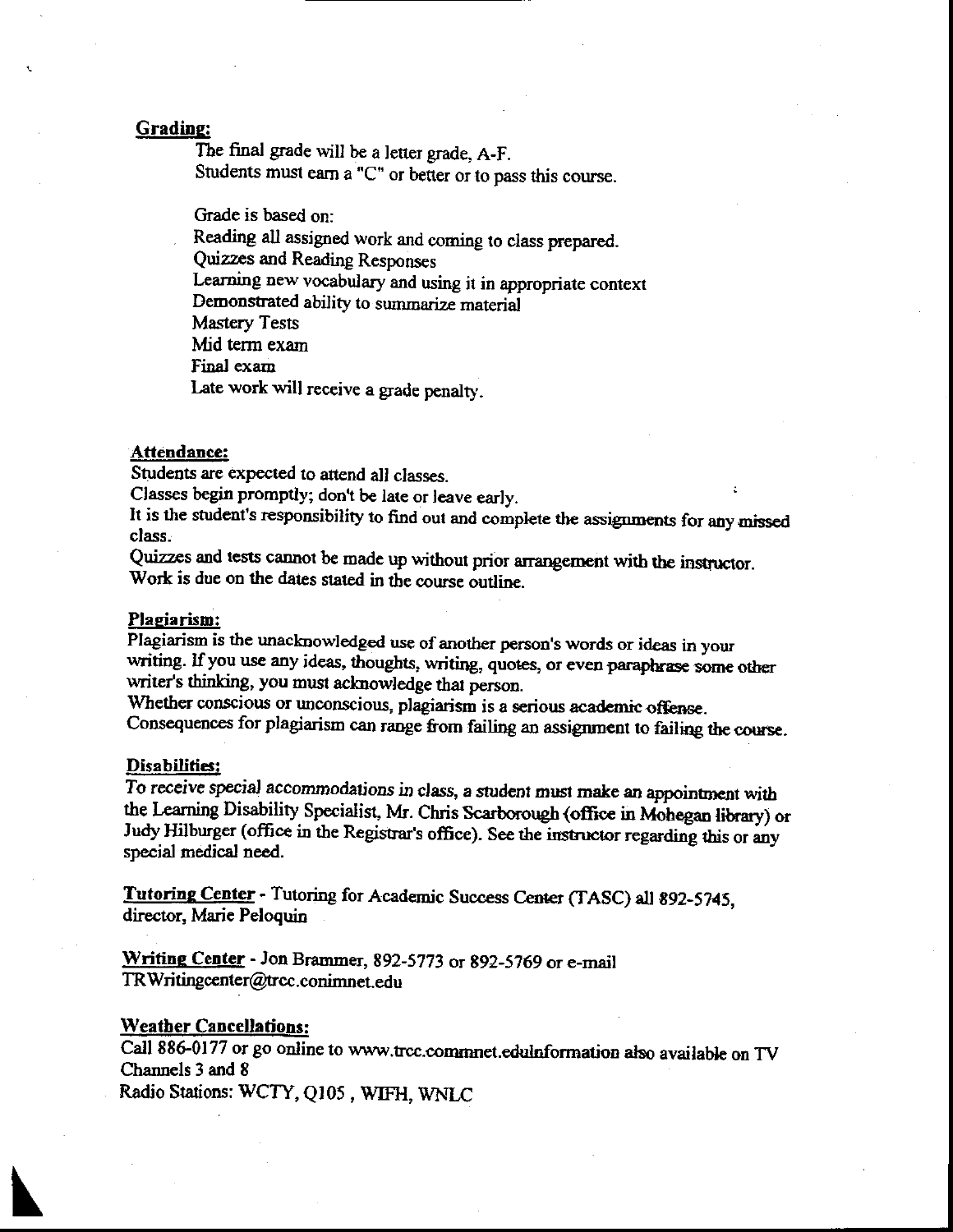**Grading:**

The final grade will be a letter grade, A-F.
Students must earn a "C" or better or to pass this course.

Grade is based on:
Reading all assigned work and coming to class prepared.
Quizzes and Reading Responses
Learning new vocabulary and using it in appropriate context
Demonstrated ability to summarize material
Mastery Tests
Mid term exam
Final exam
Late work will receive a grade penalty.

**Attendance:**

Students are expected to attend all classes.
Classes begin promptly; don't be late or leave early.
It is the student's responsibility to find out and complete the assignments for any missed class.
Quizzes and tests cannot be made up without prior arrangement with the instructor.
Work is due on the dates stated in the course outline.

**Plagiarism:**

Plagiarism is the unacknowledged use of another person's words or ideas in your writing. If you use any ideas, thoughts, writing, quotes, or even paraphrase some other writer's thinking, you must acknowledge that person.
Whether conscious or unconscious, plagiarism is a serious academic offense.
Consequences for plagiarism can range from failing an assignment to failing the course.

**Disabilities:**

*To receive special accommodations in class,* a student must make an appointment with the Learning Disability Specialist, Mr. Chris Scarborough (office in Mohegan library) or Judy Hilburger (office in the Registrar's office). See the instructor regarding this or any special medical need.

**Tutoring Center** - Tutoring for Academic Success Center (TASC) all 892-5745, director, Marie Peloquin

**Writing Center** - Jon Brammer, 892-5773 or 892-5769 or e-mail TRWritingcenter@trcc.conimnet.edu

**Weather Cancellations:**

Call 886-0177 or go online to www.trcc.commnet.eduInformation also available on TV Channels 3 and 8
Radio Stations: WCTY, Q105 , WIFH, WNLC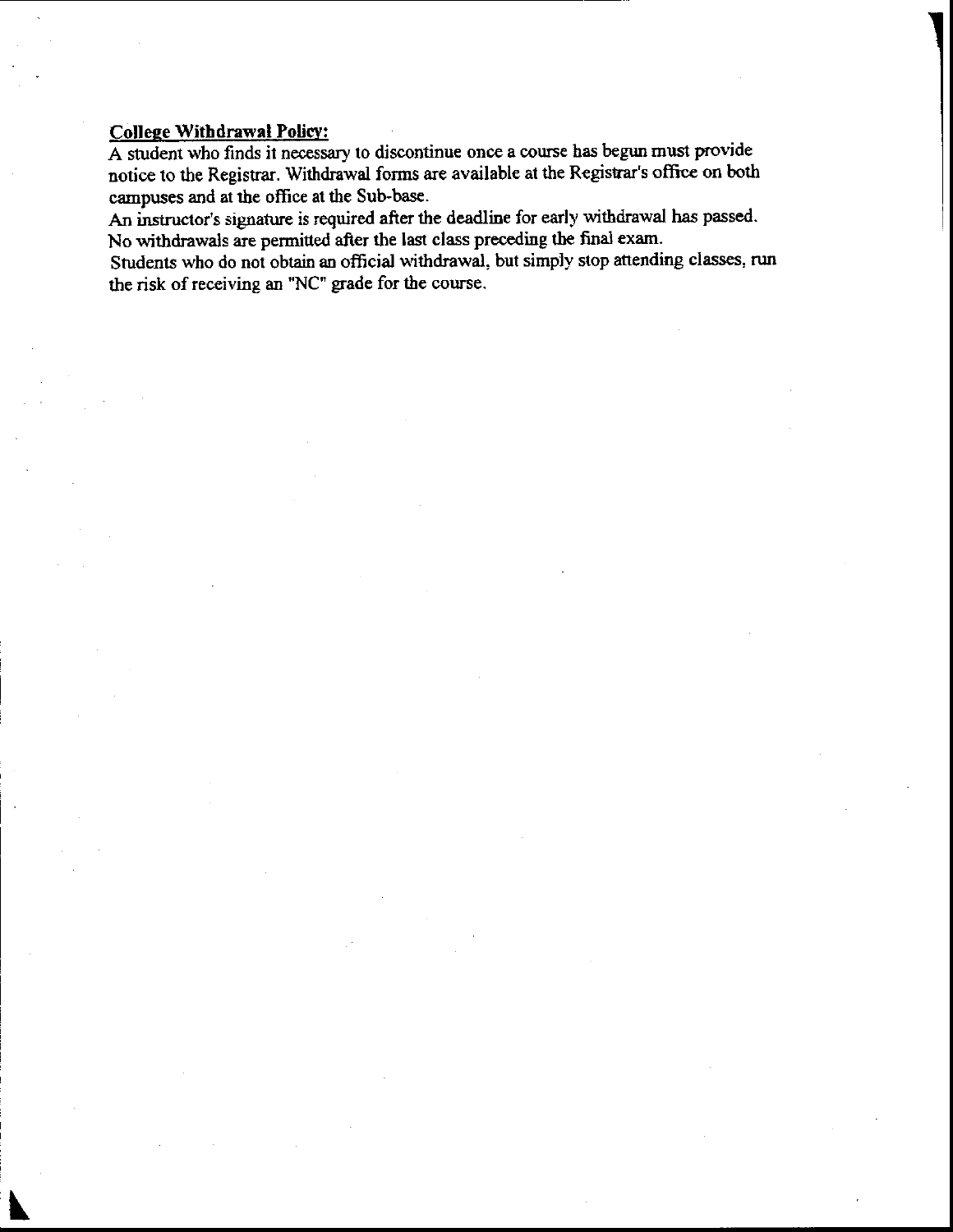**College Withdrawal Policy:**

A student who finds it necessary to discontinue once a course has begun must provide notice to the Registrar. Withdrawal forms are available at the Registrar's office on both campuses and at the office at the Sub-base.

An instructor's signature is required after the deadline for early withdrawal has passed.

No withdrawals are permitted after the last class preceding the final exam.

Students who do not obtain an official withdrawal, but simply stop attending classes, run the risk of receiving an "NC" grade for the course.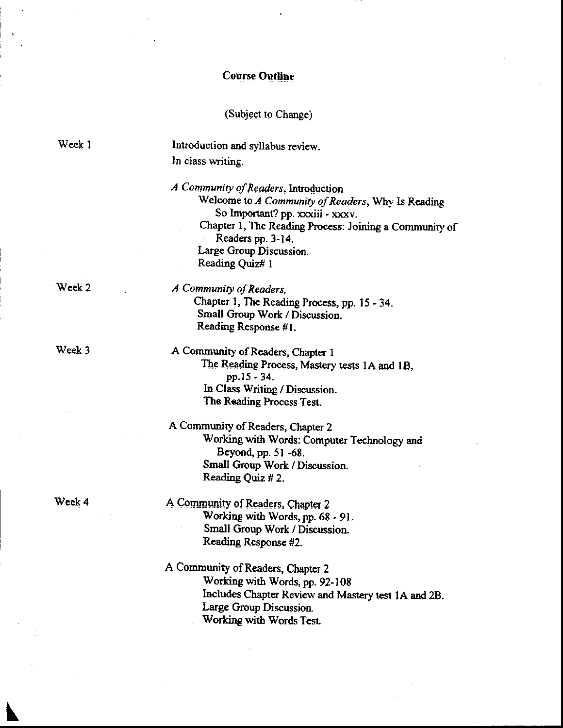## Course Outline

(Subject to Change)

**Week 1**

Introduction and syllabus review.
In class writing.

*A Community of Readers*, Introduction
- Welcome to *A Community of Readers*, Why Is Reading So Important? pp. xxxiii - xxxv.
- Chapter 1, The Reading Process: Joining a Community of Readers pp. 3-14.
- Large Group Discussion.
- Reading Quiz# 1

**Week 2**

*A Community of Readers*,
- Chapter 1, The Reading Process, pp. 15 - 34.
- Small Group Work / Discussion.
- Reading Response #1.

**Week 3**

A Community of Readers, Chapter 1
- The Reading Process, Mastery tests 1A and 1B, pp.15 - 34.
- In Class Writing / Discussion.
- The Reading Process Test.

A Community of Readers, Chapter 2
- Working with Words: Computer Technology and Beyond, pp. 51 -68.
- Small Group Work / Discussion.
- Reading Quiz # 2.

**Week 4**

A Community of Readers, Chapter 2
- Working with Words, pp. 68 - 91.
- Small Group Work / Discussion.
- Reading Response #2.

A Community of Readers, Chapter 2
- Working with Words, pp. 92-108
- Includes Chapter Review and Mastery test 1A and 2B.
- Large Group Discussion.
- Working with Words Test.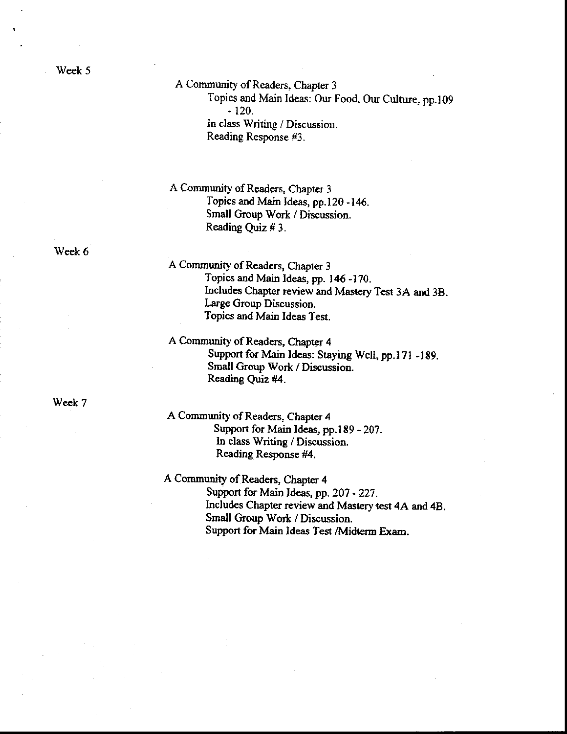## Week 5

A Community of Readers, Chapter 3
- Topics and Main Ideas: Our Food, Our Culture, pp.109 - 120.
- In class Writing / Discussion.
- Reading Response #3.

A Community of Readers, Chapter 3
- Topics and Main Ideas, pp.120 -146.
- Small Group Work / Discussion.
- Reading Quiz # 3.

## Week 6

A Community of Readers, Chapter 3
- Topics and Main Ideas, pp. 146 -170.
- Includes Chapter review and Mastery Test 3A and 3B.
- Large Group Discussion.
- Topics and Main Ideas Test.

A Community of Readers, Chapter 4
- Support for Main Ideas: Staying Well, pp.171 -189.
- Small Group Work / Discussion.
- Reading Quiz #4.

## Week 7

A Community of Readers, Chapter 4
- Support for Main Ideas, pp.189 - 207.
- In class Writing / Discussion.
- Reading Response #4.

A Community of Readers, Chapter 4
- Support for Main Ideas, pp. 207 - 227.
- Includes Chapter review and Mastery test 4A and 4B.
- Small Group Work / Discussion.
- Support for Main Ideas Test /Midterm Exam.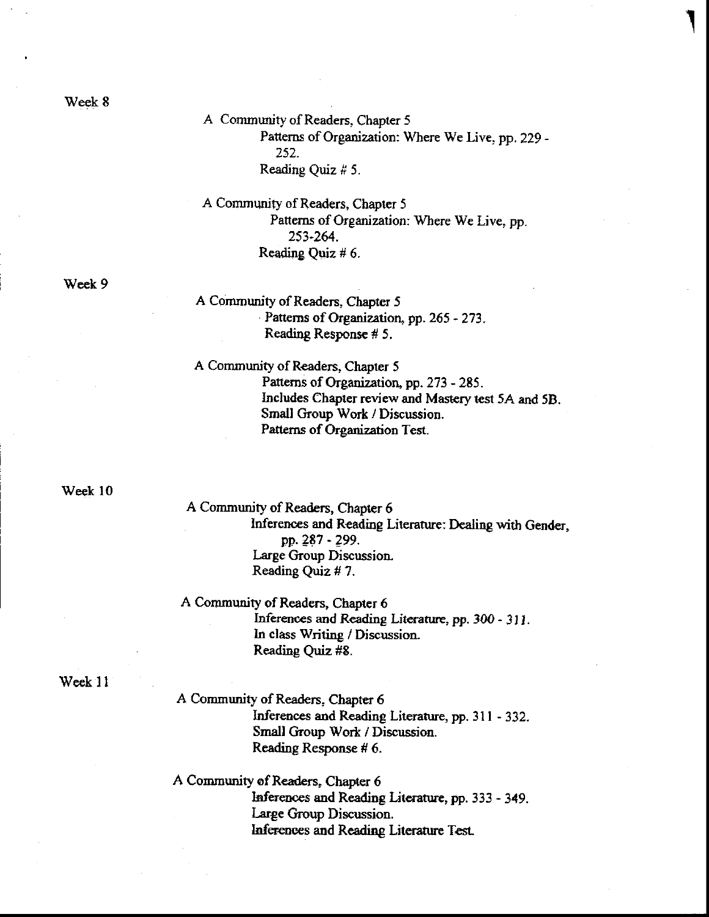## Week 8

A Community of Readers, Chapter 5

- Patterns of Organization: Where We Live, pp. 229 - 252.
- Reading Quiz # 5.

A Community of Readers, Chapter 5

- Patterns of Organization: Where We Live, pp. 253-264.
- Reading Quiz # 6.

## Week 9

A Community of Readers, Chapter 5

- Patterns of Organization, pp. 265 - 273.
- Reading Response # 5.

A Community of Readers, Chapter 5

- Patterns of Organization, pp. 273 - 285.
- Includes Chapter review and Mastery test 5A and 5B.
- Small Group Work / Discussion.
- Patterns of Organization Test.

## Week 10

A Community of Readers, Chapter 6

- Inferences and Reading Literature: Dealing with Gender, pp. 287 - 299.
- Large Group Discussion.
- Reading Quiz # 7.

A Community of Readers, Chapter 6

- Inferences and Reading Literature, pp. 300 - 311.
- In class Writing / Discussion.
- Reading Quiz #8.

## Week 11

A Community of Readers, Chapter 6

- Inferences and Reading Literature, pp. 311 - 332.
- Small Group Work / Discussion.
- Reading Response # 6.

A Community of Readers, Chapter 6

- Inferences and Reading Literature, pp. 333 - 349.
- Large Group Discussion.
- Inferences and Reading Literature Test.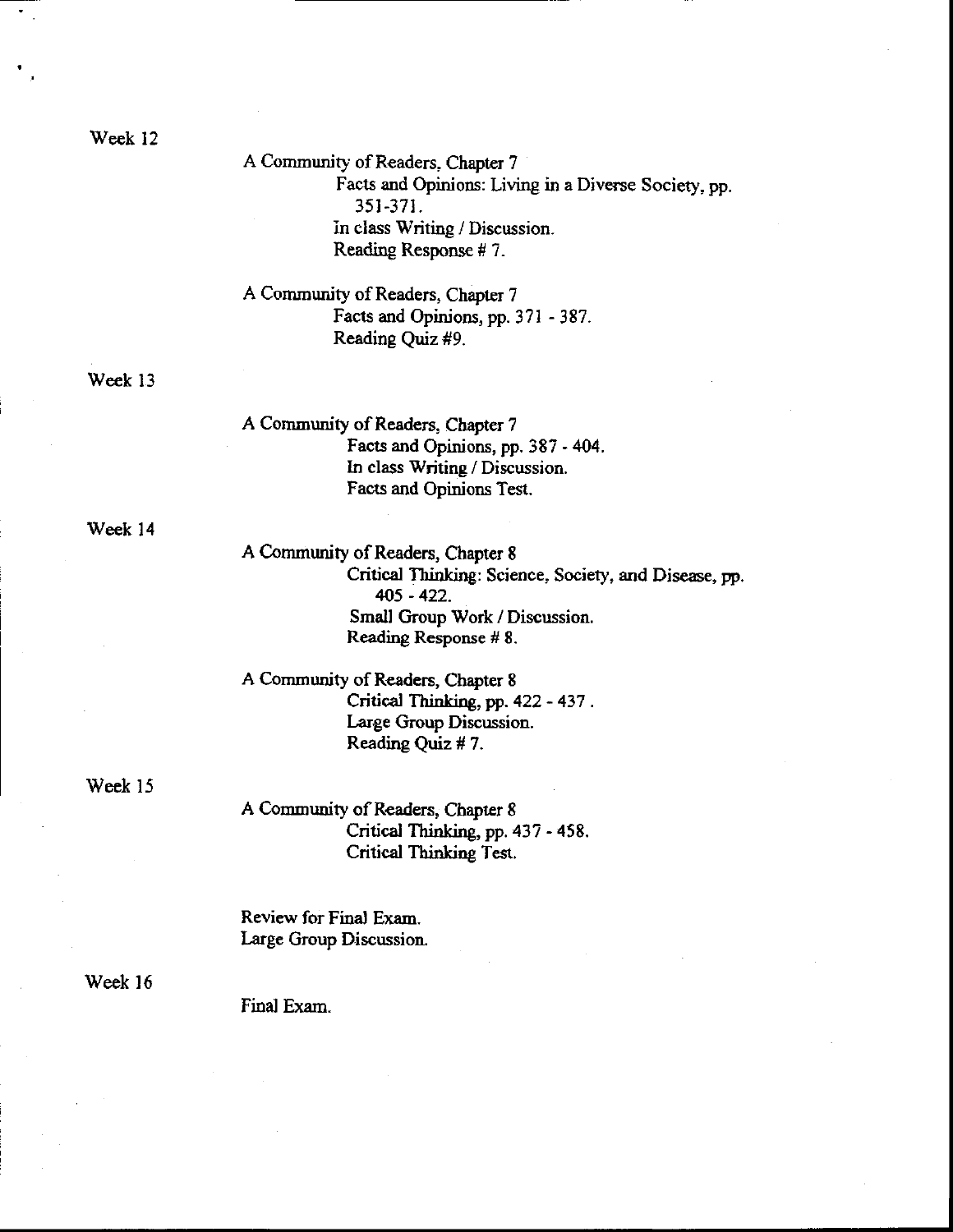**Week 12**

A Community of Readers, Chapter 7
- Facts and Opinions: Living in a Diverse Society, pp. 351-371.
- In class Writing / Discussion.
- Reading Response # 7.

A Community of Readers, Chapter 7
- Facts and Opinions, pp. 371 - 387.
- Reading Quiz #9.

**Week 13**

A Community of Readers, Chapter 7
- Facts and Opinions, pp. 387 - 404.
- In class Writing / Discussion.
- Facts and Opinions Test.

**Week 14**

A Community of Readers, Chapter 8
- Critical Thinking: Science, Society, and Disease, pp. 405 - 422.
- Small Group Work / Discussion.
- Reading Response # 8.

A Community of Readers, Chapter 8
- Critical Thinking, pp. 422 - 437 .
- Large Group Discussion.
- Reading Quiz # 7.

**Week 15**

A Community of Readers, Chapter 8
- Critical Thinking, pp. 437 - 458.
- Critical Thinking Test.

Review for Final Exam.
Large Group Discussion.

**Week 16**

Final Exam.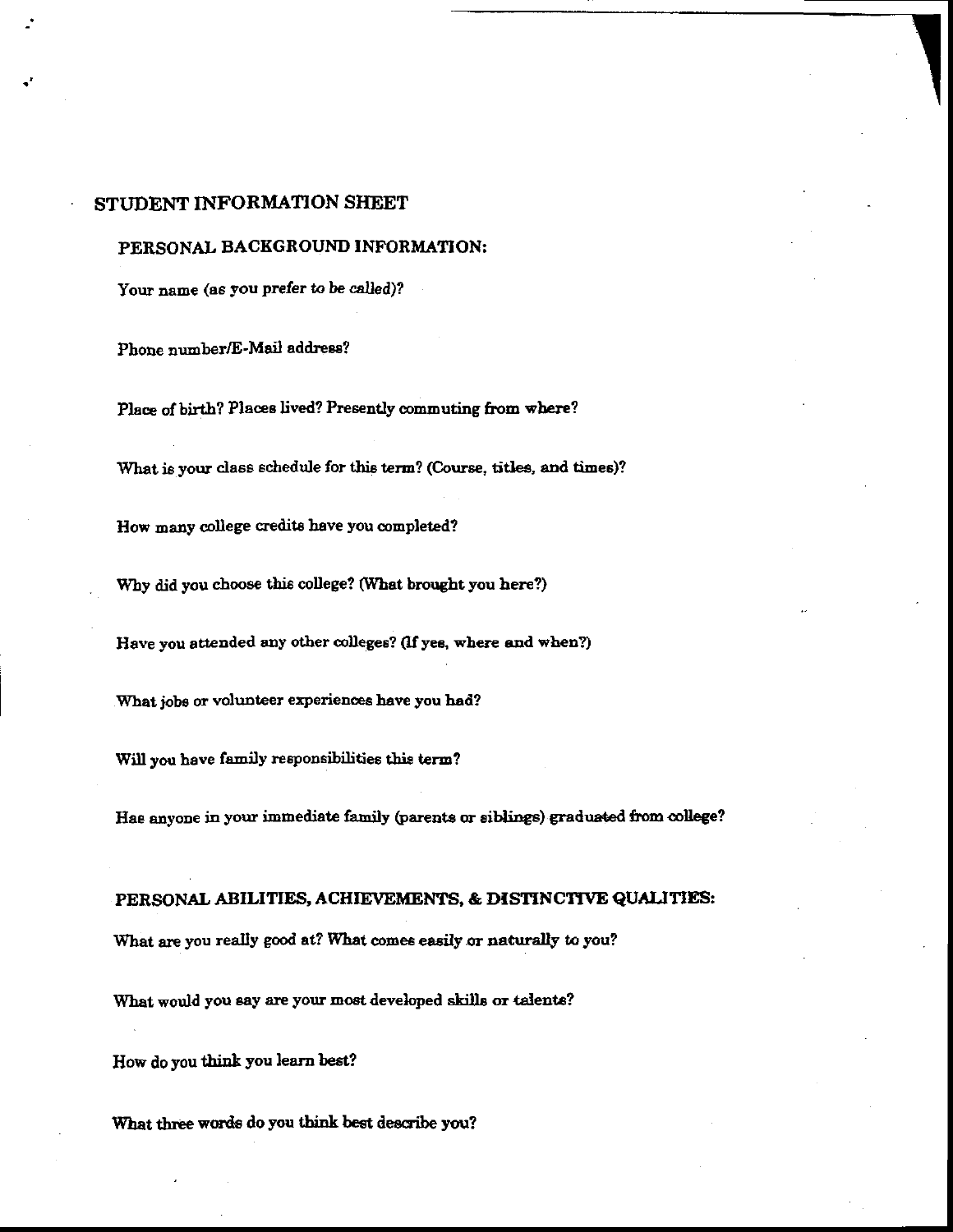# STUDENT INFORMATION SHEET

## PERSONAL BACKGROUND INFORMATION:

Your name (as you prefer to be called)?

Phone number/E-Mail address?

Place of birth? Places lived? Presently commuting from where?

What is your class schedule for this term? (Course, titles, and times)?

How many college credits have you completed?

Why did you choose this college? (What brought you here?)

Have you attended any other colleges? (If yes, where and when?)

What jobs or volunteer experiences have you had?

Will you have family responsibilities this term?

Has anyone in your immediate family (parents or siblings) graduated from college?

## PERSONAL ABILITIES, ACHIEVEMENTS, & DISTINCTIVE QUALITIES:

What are you really good at? What comes easily or naturally to you?

What would you say are your most developed skills or talents?

How do you think you learn best?

What three words do you think best describe you?